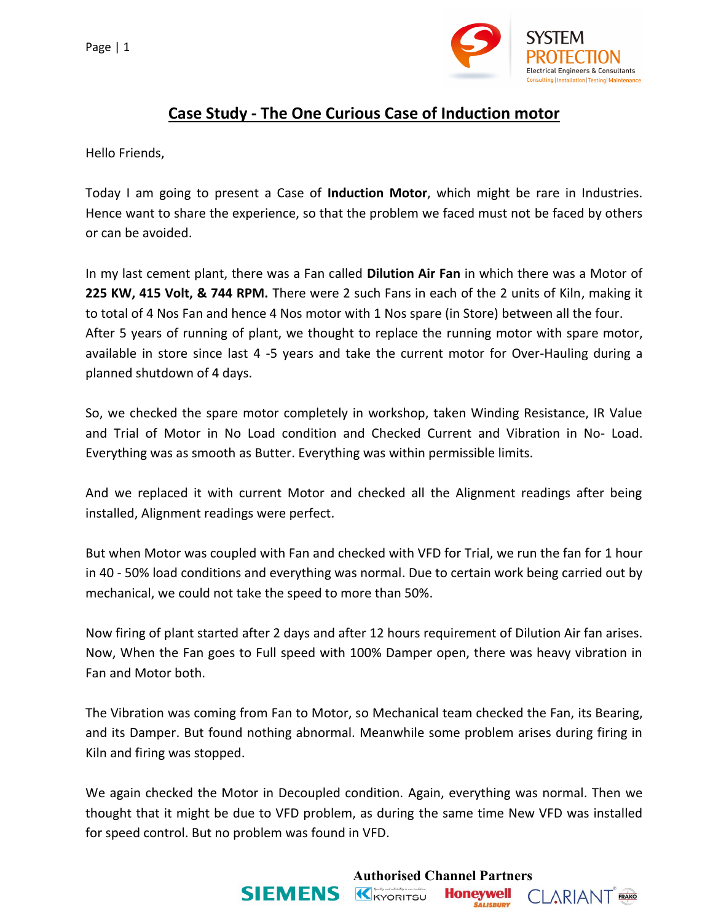# Case Study - The One Curious Case of Induction motor

Hello Friends,

Today I am going to present a Case of **Induction Motor**, which might be rare in Industries. Hence want to share the experience, so that the problem we faced must not be faced by others or can be avoided.

In my last cement plant, there was a Fan called **Dilution Air Fan** in which there was a Motor of **225 KW, 415 Volt, & 744 RPM.** There were 2 such Fans in each of the 2 units of Kiln, making it to total of 4 Nos Fan and hence 4 Nos motor with 1 Nos spare (in Store) between all the four. After 5 years of running of plant, we thought to replace the running motor with spare motor, available in store since last 4 -5 years and take the current motor for Over-Hauling during a planned shutdown of 4 days.

So, we checked the spare motor completely in workshop, taken Winding Resistance, IR Value and Trial of Motor in No Load condition and Checked Current and Vibration in No- Load. Everything was as smooth as Butter. Everything was within permissible limits.

And we replaced it with current Motor and checked all the Alignment readings after being installed, Alignment readings were perfect.

But when Motor was coupled with Fan and checked with VFD for Trial, we run the fan for 1 hour in 40 - 50% load conditions and everything was normal. Due to certain work being carried out by mechanical, we could not take the speed to more than 50%.

Now firing of plant started after 2 days and after 12 hours requirement of Dilution Air fan arises. Now, When the Fan goes to Full speed with 100% Damper open, there was heavy vibration in Fan and Motor both.

The Vibration was coming from Fan to Motor, so Mechanical team checked the Fan, its Bearing, and its Damper. But found nothing abnormal. Meanwhile some problem arises during firing in Kiln and firing was stopped.

We again checked the Motor in Decoupled condition. Again, everything was normal. Then we thought that it might be due to VFD problem, as during the same time New VFD was installed for speed control. But no problem was found in VFD.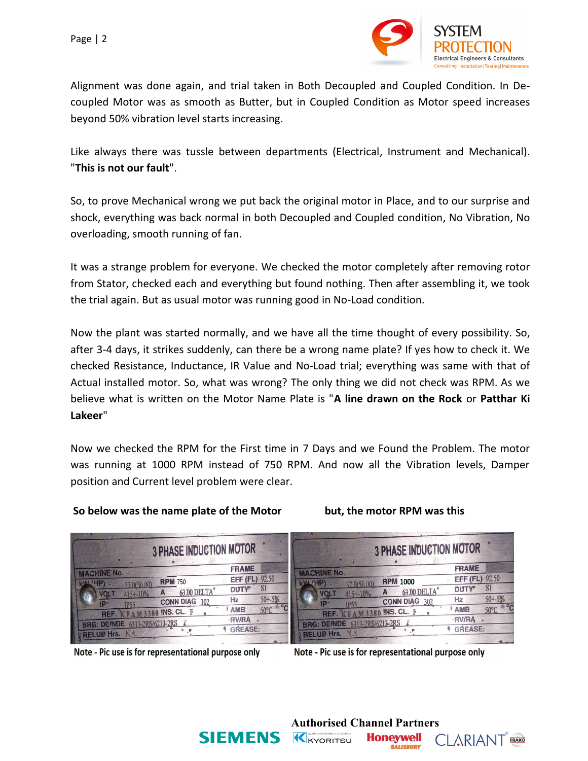Alignment was done again, and trial taken in Both Decoupled and Coupled Condition. In De-coupled Motor was as smooth as Butter, but in Coupled Condition as Motor speed increases beyond 50% vibration level starts increasing.

Like always there was tussle between departments (Electrical, Instrument and Mechanical). "**This is not our fault**".

So, to prove Mechanical wrong we put back the original motor in Place, and to our surprise and shock, everything was back normal in both Decoupled and Coupled condition, No Vibration, No overloading, smooth running of fan.

It was a strange problem for everyone. We checked the motor completely after removing rotor from Stator, checked each and everything but found nothing. Then after assembling it, we took the trial again. But as usual motor was running good in No-Load condition.

Now the plant was started normally, and we have all the time thought of every possibility. So, after 3-4 days, it strikes suddenly, can there be a wrong name plate? If yes how to check it. We checked Resistance, Inductance, IR Value and No-Load trial; everything was same with that of Actual installed motor. So, what was wrong? The only thing we did not check was RPM. As we believe what is written on the Motor Name Plate is "**A line drawn on the Rock** or **Patthar Ki Lakeer**"

Now we checked the RPM for the First time in 7 Days and we Found the Problem. The motor was running at 1000 RPM instead of 750 RPM. And now all the Vibration levels, Damper position and Current level problem were clear.

**So below was the name plate of the Motor** **but, the motor RPM was this**

Note - Pic use is for representational purpose only

Note - Pic use is for representational purpose only

**Authorised Channel Partners**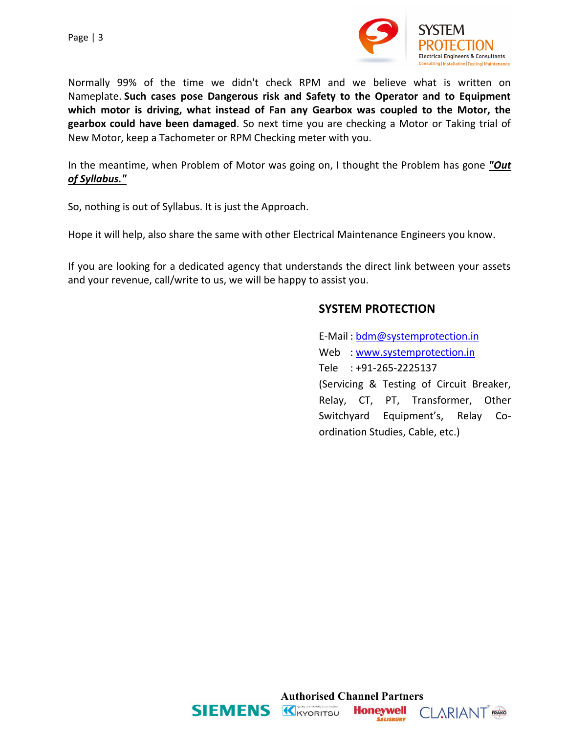Normally 99% of the time we didn't check RPM and we believe what is written on Nameplate. **Such cases pose Dangerous risk and Safety to the Operator and to Equipment which motor is driving, what instead of Fan any Gearbox was coupled to the Motor, the gearbox could have been damaged**. So next time you are checking a Motor or Taking trial of New Motor, keep a Tachometer or RPM Checking meter with you.

In the meantime, when Problem of Motor was going on, I thought the Problem has gone ***"Out of Syllabus."***

So, nothing is out of Syllabus. It is just the Approach.

Hope it will help, also share the same with other Electrical Maintenance Engineers you know.

If you are looking for a dedicated agency that understands the direct link between your assets and your revenue, call/write to us, we will be happy to assist you.

**SYSTEM PROTECTION**

E-Mail : bdm@systemprotection.in
Web : www.systemprotection.in
Tele : +91-265-2225137
(Servicing & Testing of Circuit Breaker, Relay, CT, PT, Transformer, Other Switchyard Equipment's, Relay Co-ordination Studies, Cable, etc.)

**Authorised Channel Partners**

SIEMENS KYORITSU Honeywell SALISBURY CLARIANT FRAKO